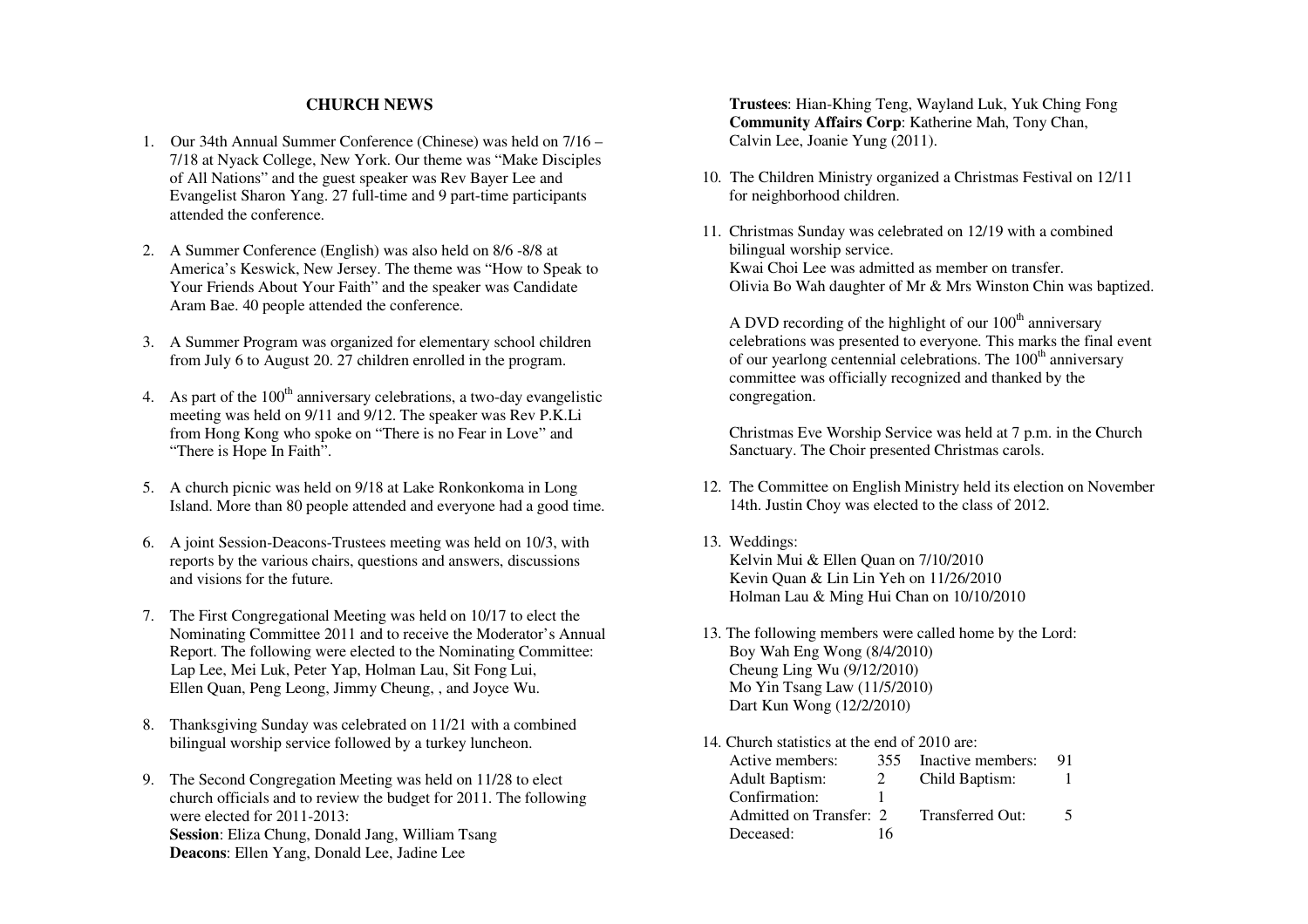## CHURCH NEWS

1. Our 34th Annual Summer Conference (Chinese) was held on 7/16 – 7/18 at Nyack College, New York. Our theme was "Make Disciples of All Nations" and the guest speaker was Rev Bayer Lee and Evangelist Sharon Yang. 27 full-time and 9 part-time participants attended the conference.

2. A Summer Conference (English) was also held on 8/6 -8/8 at America's Keswick, New Jersey. The theme was "How to Speak to Your Friends About Your Faith" and the speaker was Candidate Aram Bae. 40 people attended the conference.

3. A Summer Program was organized for elementary school children from July 6 to August 20. 27 children enrolled in the program.

4. As part of the 100th anniversary celebrations, a two-day evangelistic meeting was held on 9/11 and 9/12. The speaker was Rev P.K.Li from Hong Kong who spoke on "There is no Fear in Love" and "There is Hope In Faith".

5. A church picnic was held on 9/18 at Lake Ronkonkoma in Long Island. More than 80 people attended and everyone had a good time.

6. A joint Session-Deacons-Trustees meeting was held on 10/3, with reports by the various chairs, questions and answers, discussions and visions for the future.

7. The First Congregational Meeting was held on 10/17 to elect the Nominating Committee 2011 and to receive the Moderator's Annual Report. The following were elected to the Nominating Committee: Lap Lee, Mei Luk, Peter Yap, Holman Lau, Sit Fong Lui, Ellen Quan, Peng Leong, Jimmy Cheung, , and Joyce Wu.

8. Thanksgiving Sunday was celebrated on 11/21 with a combined bilingual worship service followed by a turkey luncheon.

9. The Second Congregation Meeting was held on 11/28 to elect church officials and to review the budget for 2011. The following were elected for 2011-2013:
   **Session**: Eliza Chung, Donald Jang, William Tsang
   **Deacons**: Ellen Yang, Donald Lee, Jadine Lee
   **Trustees**: Hian-Khing Teng, Wayland Luk, Yuk Ching Fong
   **Community Affairs Corp**: Katherine Mah, Tony Chan, Calvin Lee, Joanie Yung (2011).

10. The Children Ministry organized a Christmas Festival on 12/11 for neighborhood children.

11. Christmas Sunday was celebrated on 12/19 with a combined bilingual worship service.
    Kwai Choi Lee was admitted as member on transfer.
    Olivia Bo Wah daughter of Mr & Mrs Winston Chin was baptized.

    A DVD recording of the highlight of our 100th anniversary celebrations was presented to everyone. This marks the final event of our yearlong centennial celebrations. The 100th anniversary committee was officially recognized and thanked by the congregation.

    Christmas Eve Worship Service was held at 7 p.m. in the Church Sanctuary. The Choir presented Christmas carols.

12. The Committee on English Ministry held its election on November 14th. Justin Choy was elected to the class of 2012.

13. Weddings:
    Kelvin Mui & Ellen Quan on 7/10/2010
    Kevin Quan & Lin Lin Yeh on 11/26/2010
    Holman Lau & Ming Hui Chan on 10/10/2010

13. The following members were called home by the Lord:
    Boy Wah Eng Wong (8/4/2010)
    Cheung Ling Wu (9/12/2010)
    Mo Yin Tsang Law (11/5/2010)
    Dart Kun Wong (12/2/2010)

14. Church statistics at the end of 2010 are:

| | | | |
|---|---|---|---|
| Active members: | 355 | Inactive members: | 91 |
| Adult Baptism: | 2 | Child Baptism: | 1 |
| Confirmation: | 1 | | |
| Admitted on Transfer: | 2 | Transferred Out: | 5 |
| Deceased: | 16 | | |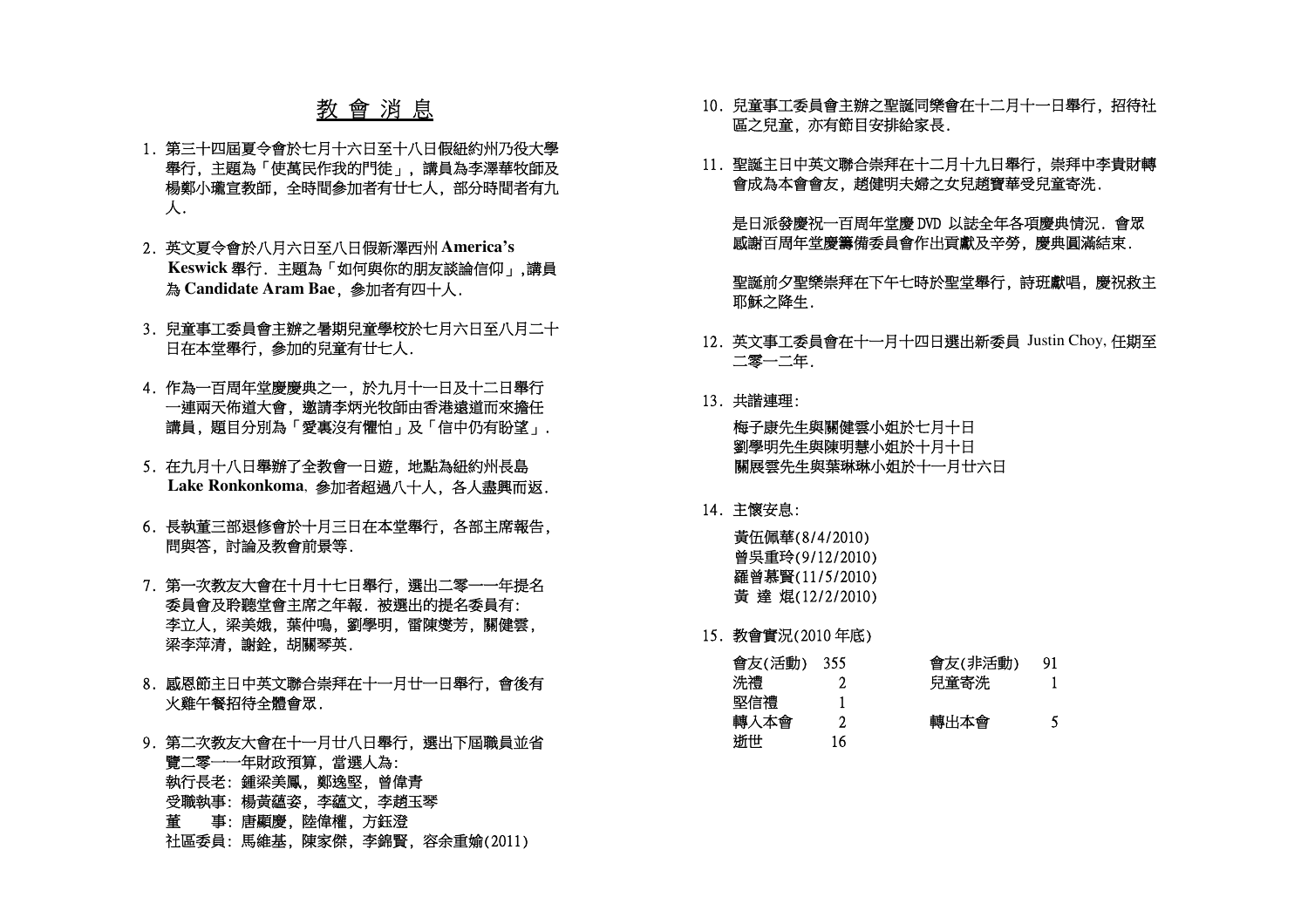# 教 會 消 息

1. 第三十四屆夏令會於七月十六日至十八日假紐約州乃役大學舉行，主題為「使萬民作我的門徒」，講員為李澤華牧師及楊鄭小瓏宣教師，全時間參加者有廿七人，部分時間者有九人.

2. 英文夏令會於八月六日至八日假新澤西州 **America's Keswick** 舉行. 主題為「如何與你的朋友談論信仰」,講員為 **Candidate Aram Bae**，參加者有四十人.

3. 兒童事工委員會主辦之暑期兒童學校於七月六日至八月二十日在本堂舉行，參加的兒童有廿七人.

4. 作為一百周年堂慶慶典之一，於九月十一日及十二日舉行一連兩天佈道大會，邀請李炳光牧師由香港遠道而來擔任講員，題目分別為「愛裏沒有懼怕」及「信中仍有盼望」.

5. 在九月十八日舉辦了全教會一日遊，地點為紐約州長島 **Lake Ronkonkoma**, 參加者超過八十人，各人盡興而返.

6. 長執董三部退修會於十月三日在本堂舉行，各部主席報告，問與答，討論及教會前景等.

7. 第一次教友大會在十月十七日舉行，選出二零一一年提名委員會及聆聽堂會主席之年報. 被選出的提名委員有:
   李立人，梁美娥，葉仲鳴，劉學明，雷陳燮芳，關健雲，梁李萍清，謝銓，胡關琴英.

8. 感恩節主日中英文聯合崇拜在十一月廿一日舉行，會後有火雞午餐招待全體會眾.

9. 第二次教友大會在十一月廿八日舉行，選出下屆職員並省覽二零一一年財政預算，當選人為:
   執行長老：鍾梁美鳳，鄭逸堅，曾偉青
   受職執事：楊黃蘊姿，李蘊文，李趙玉琴
   董　　事：唐顯慶，陸偉權，方鈺澄
   社區委員：馬維基，陳家傑，李錦賢，容余重媮(2011)

10. 兒童事工委員會主辦之聖誕同樂會在十二月十一日舉行，招待社區之兒童，亦有節目安排給家長.

11. 聖誕主日中英文聯合崇拜在十二月十九日舉行，崇拜中李貴財轉會成為本會會友，趙健明夫婦之女兒趙寶華受兒童寄洗.

    是日派發慶祝一百周年堂慶 DVD 以誌全年各項慶典情況. 會眾感謝百周年堂慶籌備委員會作出貢獻及辛勞，慶典圓滿結束.

    聖誕前夕聖樂崇拜在下午七時於聖堂舉行，詩班獻唱，慶祝救主耶穌之降生.

12. 英文事工委員會在十一月十四日選出新委員 Justin Choy, 任期至二零一二年.

13. 共諧連理:

    梅子康先生與關健雲小姐於七月十日
    劉學明先生與陳明慧小姐於十月十日
    關展雲先生與葉琳琳小姐於十一月廿六日

14. 主懷安息:

    黃伍佩華(8/4/2010)
    曾吳重玲(9/12/2010)
    羅曾慕賢(11/5/2010)
    黃 達 焜(12/2/2010)

15. 教會實況(2010 年底)

| | | | |
|---|---|---|---|
| 會友(活動) | 355 | 會友(非活動) | 91 |
| 洗禮 | 2 | 兒童寄洗 | 1 |
| 堅信禮 | 1 | | |
| 轉入本會 | 2 | 轉出本會 | 5 |
| 逝世 | 16 | | |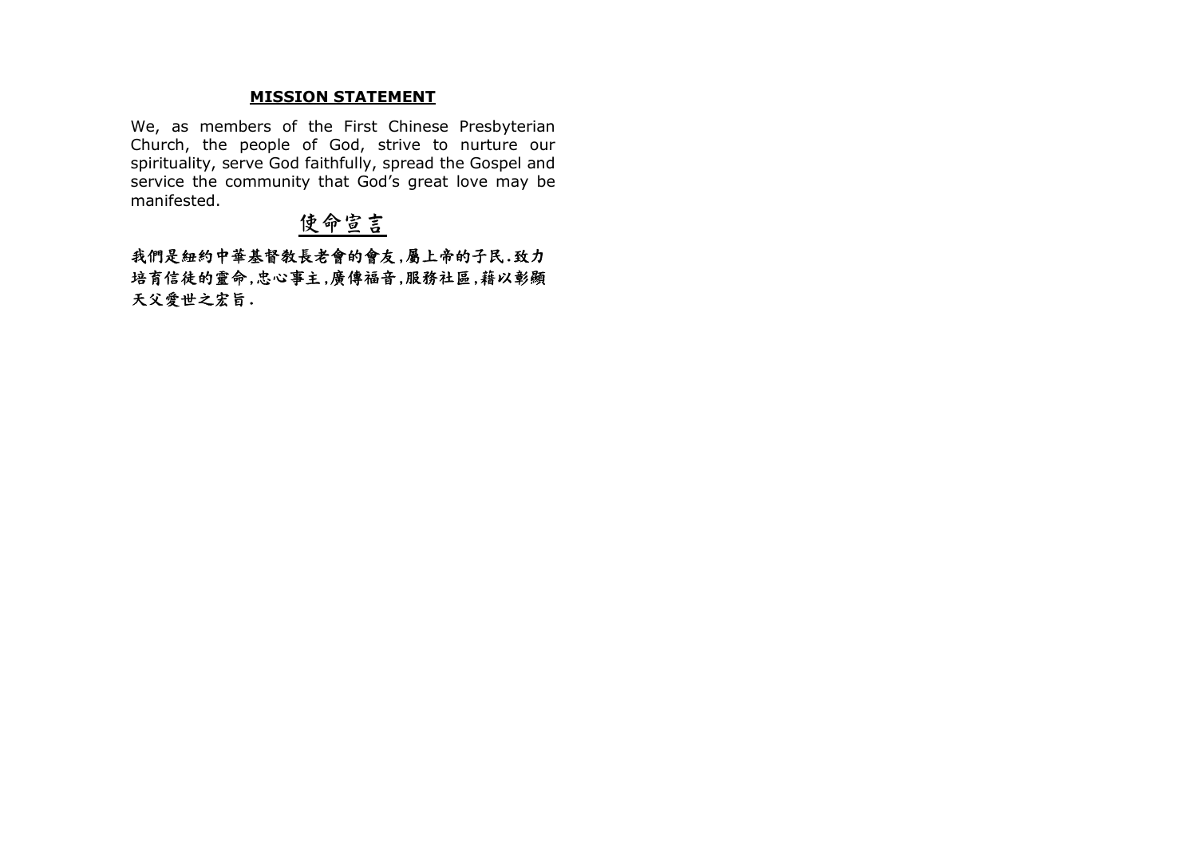## MISSION STATEMENT

We, as members of the First Chinese Presbyterian Church, the people of God, strive to nurture our spirituality, serve God faithfully, spread the Gospel and service the community that God's great love may be manifested.

## 使命宣言

**我們是紐約中華基督教長老會的會友,屬上帝的子民.致力培育信徒的靈命,忠心事主,廣傳福音,服務社區,藉以彰顯天父愛世之宏旨.**